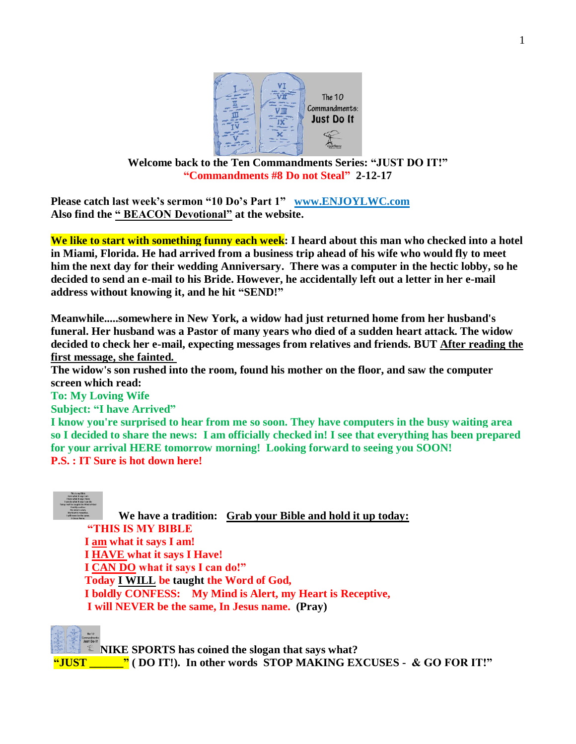**Welcome back to the Ten Commandments Series: "JUST DO IT!"**
**"Commandments #8 Do not Steal" 2-12-17**

**Please catch last week's sermon "10 Do's Part 1" [www.ENJOYLWC.com](http://www.ENJOYLWC.com)**
**Also find the "BEACON Devotional" at the website.**

**We like to start with something funny each week: I heard about this man who checked into a hotel in Miami, Florida. He had arrived from a business trip ahead of his wife who would fly to meet him the next day for their wedding Anniversary. There was a computer in the hectic lobby, so he decided to send an e-mail to his Bride. However, he accidentally left out a letter in her e-mail address without knowing it, and he hit "SEND!"**

**Meanwhile.....somewhere in New York, a widow had just returned home from her husband's funeral. Her husband was a Pastor of many years who died of a sudden heart attack. The widow decided to check her e-mail, expecting messages from relatives and friends. BUT After reading the first message, she fainted.**
**The widow's son rushed into the room, found his mother on the floor, and saw the computer screen which read:**
**To: My Loving Wife**
**Subject: "I have Arrived"**
**I know you're surprised to hear from me so soon. They have computers in the busy waiting area so I decided to share the news: I am officially checked in! I see that everything has been prepared for your arrival HERE tomorrow morning! Looking forward to seeing you SOON!**
**P.S. : IT Sure is hot down here!**

**We have a tradition: Grab your Bible and hold it up today:**
**"THIS IS MY BIBLE**
**I am what it says I am!**
**I HAVE what it says I Have!**
**I CAN DO what it says I can do!"**
**Today I WILL be taught the Word of God,**
**I boldly CONFESS: My Mind is Alert, my Heart is Receptive,**
**I will NEVER be the same, In Jesus name. (Pray)**

**NIKE SPORTS has coined the slogan that says what?**
**"JUST ______" ( DO IT!). In other words STOP MAKING EXCUSES - & GO FOR IT!"**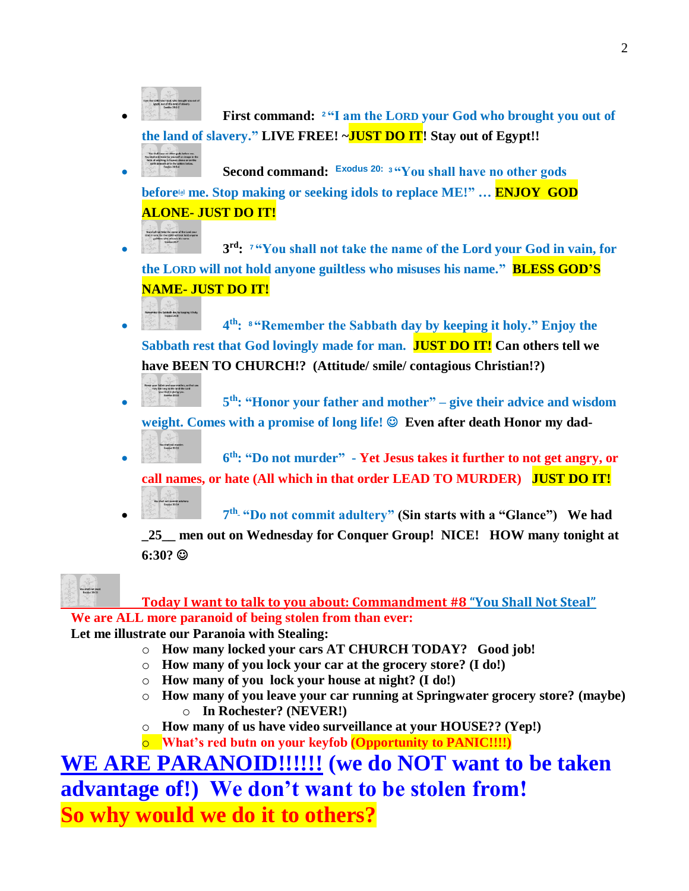- **First command:** [2] **"I am the LORD your God who brought you out of the land of slavery." LIVE FREE! ~JUST DO IT! Stay out of Egypt!!**
- **Second command:** **Exodus 20:** [3] **"You shall have no other gods before[a] me. Stop making or seeking idols to replace ME!" … ENJOY GOD ALONE- JUST DO IT!**
- **3rd:** [7] **"You shall not take the name of the Lord your God in vain, for the LORD will not hold anyone guiltless who misuses his name." BLESS GOD'S NAME- JUST DO IT!**
- **4th:** [8] **"Remember the Sabbath day by keeping it holy." Enjoy the Sabbath rest that God lovingly made for man. JUST DO IT! Can others tell we have BEEN TO CHURCH!? (Attitude/ smile/ contagious Christian!?)**
- **5th: "Honor your father and mother" – give their advice and wisdom weight. Comes with a promise of long life! ☺ Even after death Honor my dad-**
- **6th: "Do not murder" - Yet Jesus takes it further to not get angry, or call names, or hate (All which in that order LEAD TO MURDER) JUST DO IT!**
- **7th "Do not commit adultery" (Sin starts with a "Glance") We had _25__ men out on Wednesday for Conquer Group! NICE! HOW many tonight at 6:30? ☺**

**Today I want to talk to you about: Commandment #8 "You Shall Not Steal"**

**We are ALL more paranoid of being stolen from than ever:**

**Let me illustrate our Paranoia with Stealing:**

- **How many locked your cars AT CHURCH TODAY? Good job!**
- **How many of you lock your car at the grocery store? (I do!)**
- **How many of you lock your house at night? (I do!)**
- **How many of you leave your car running at Springwater grocery store? (maybe)**
  - **In Rochester? (NEVER!)**
- **How many of us have video surveillance at your HOUSE?? (Yep!)**
- **What's red butn on your keyfob (Opportunity to PANIC!!!!)**

## WE ARE PARANOID!!!!!! (we do NOT want to be taken advantage of!) We don't want to be stolen from!

## So why would we do it to others?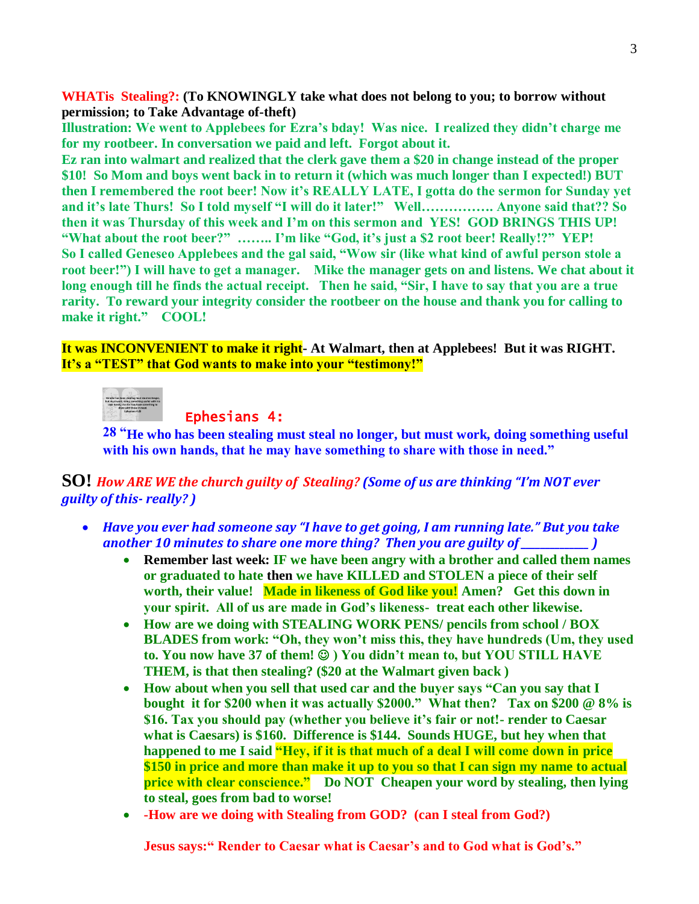**WHATis Stealing?: (To KNOWINGLY take what does not belong to you; to borrow without permission; to Take Advantage of-theft)**

**Illustration: We went to Applebees for Ezra's bday! Was nice. I realized they didn't charge me for my rootbeer. In conversation we paid and left. Forgot about it.**

**Ez ran into walmart and realized that the clerk gave them a $20 in change instead of the proper $10! So Mom and boys went back in to return it (which was much longer than I expected!) BUT then I remembered the root beer! Now it's REALLY LATE, I gotta do the sermon for Sunday yet and it's late Thurs! So I told myself "I will do it later!" Well……………. Anyone said that?? So then it was Thursday of this week and I'm on this sermon and YES! GOD BRINGS THIS UP! "What about the root beer?" …….. I'm like "God, it's just a $2 root beer! Really!?" YEP! So I called Geneseo Applebees and the gal said, "Wow sir (like what kind of awful person stole a root beer!") I will have to get a manager. Mike the manager gets on and listens. We chat about it long enough till he finds the actual receipt. Then he said, "Sir, I have to say that you are a true rarity. To reward your integrity consider the rootbeer on the house and thank you for calling to make it right." COOL!**

**It was INCONVENIENT to make it right- At Walmart, then at Applebees! But it was RIGHT. It's a "TEST" that God wants to make into your "testimony!"**

Ephesians 4:

**28 "He who has been stealing must steal no longer, but must work, doing something useful with his own hands, that he may have something to share with those in need."**

**SO!** ***How ARE WE the church guilty of Stealing? (Some of us are thinking "I'm NOT ever guilty of this- really? )***

- ***Have you ever had someone say "I have to get going, I am running late." But you take another 10 minutes to share one more thing? Then you are guilty of__________ )***
    - **Remember last week: IF we have been angry with a brother and called them names or graduated to hate then we have KILLED and STOLEN a piece of their self worth, their value! Made in likeness of God like you! Amen? Get this down in your spirit. All of us are made in God's likeness- treat each other likewise.**
    - **How are we doing with STEALING WORK PENS/ pencils from school / BOX BLADES from work: "Oh, they won't miss this, they have hundreds (Um, they used to. You now have 37 of them! ☺ ) You didn't mean to, but YOU STILL HAVE THEM, is that then stealing? ($20 at the Walmart given back )**
    - **How about when you sell that used car and the buyer says "Can you say that I bought it for $200 when it was actually $2000." What then? Tax on $200 @ 8% is $16. Tax you should pay (whether you believe it's fair or not!- render to Caesar what is Caesars) is $160. Difference is $144. Sounds HUGE, but hey when that happened to me I said "Hey, if it is that much of a deal I will come down in price $150 in price and more than make it up to you so that I can sign my name to actual price with clear conscience." Do NOT Cheapen your word by stealing, then lying to steal, goes from bad to worse!**
    - **-How are we doing with Stealing from GOD? (can I steal from God?)**

**Jesus says:" Render to Caesar what is Caesar's and to God what is God's."**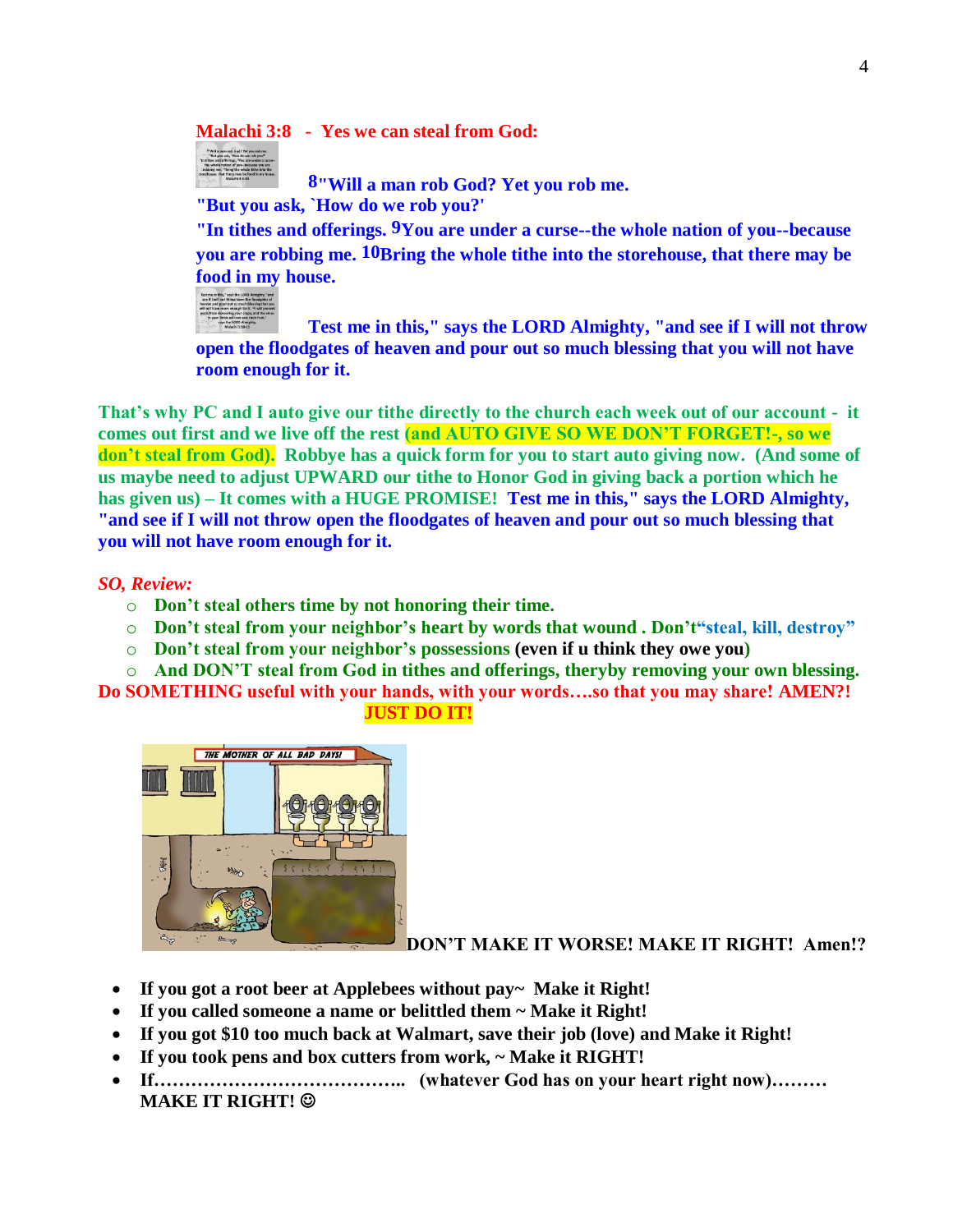**Malachi 3:8 - Yes we can steal from God:**

**8"Will a man rob God? Yet you rob me.**
**"But you ask, `How do we rob you?'**
**"In tithes and offerings. 9You are under a curse--the whole nation of you--because you are robbing me. 10Bring the whole tithe into the storehouse, that there may be food in my house.**

**Test me in this," says the LORD Almighty, "and see if I will not throw open the floodgates of heaven and pour out so much blessing that you will not have room enough for it.**

**That's why PC and I auto give our tithe directly to the church each week out of our account - it comes out first and we live off the rest (and AUTO GIVE SO WE DON'T FORGET!-, so we don't steal from God). Robbye has a quick form for you to start auto giving now. (And some of us maybe need to adjust UPWARD our tithe to Honor God in giving back a portion which he has given us) – It comes with a HUGE PROMISE! Test me in this," says the LORD Almighty, "and see if I will not throw open the floodgates of heaven and pour out so much blessing that you will not have room enough for it.**

***SO, Review:***

- **Don't steal others time by not honoring their time.**
- **Don't steal from your neighbor's heart by words that wound . Don't"steal, kill, destroy"**
- **Don't steal from your neighbor's possessions (even if u think they owe you)**
- **And DON'T steal from God in tithes and offerings, theryby removing your own blessing.**

**Do SOMETHING useful with your hands, with your words….so that you may share! AMEN?!**

**JUST DO IT!**

**DON'T MAKE IT WORSE! MAKE IT RIGHT! Amen!?**

- **If you got a root beer at Applebees without pay~ Make it Right!**
- **If you called someone a name or belittled them ~ Make it Right!**
- **If you got $10 too much back at Walmart, save their job (love) and Make it Right!**
- **If you took pens and box cutters from work, ~ Make it RIGHT!**
- **If………………………………….. (whatever God has on your heart right now)……… MAKE IT RIGHT! ☺**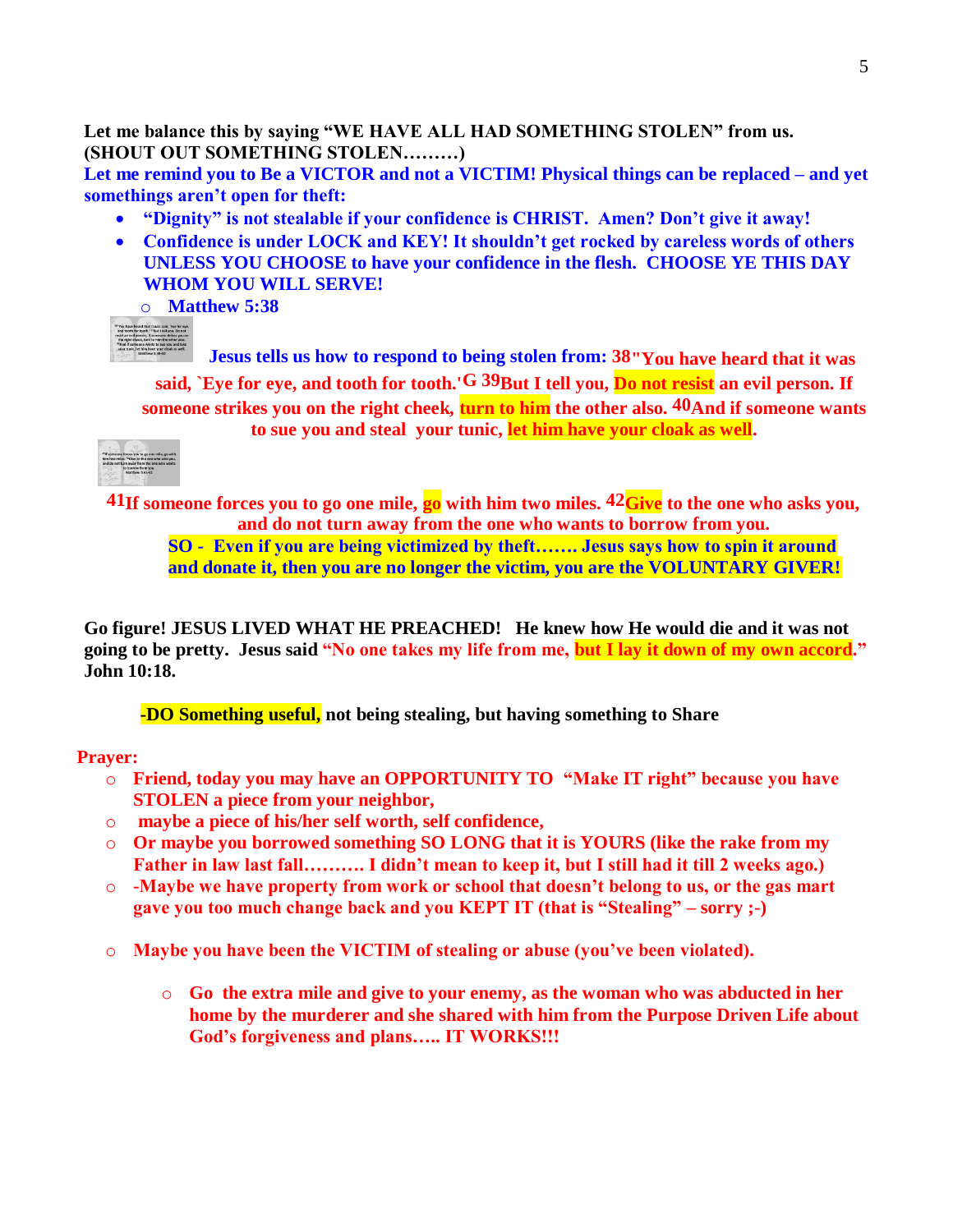**Let me balance this by saying "WE HAVE ALL HAD SOMETHING STOLEN" from us. (SHOUT OUT SOMETHING STOLEN………)**

**Let me remind you to Be a VICTOR and not a VICTIM! Physical things can be replaced – and yet somethings aren't open for theft:**

- **"Dignity" is not stealable if your confidence is CHRIST. Amen? Don't give it away!**
- **Confidence is under LOCK and KEY! It shouldn't get rocked by careless words of others UNLESS YOU CHOOSE to have your confidence in the flesh. CHOOSE YE THIS DAY WHOM YOU WILL SERVE!**
    - **Matthew 5:38**

**Jesus tells us how to respond to being stolen from: 38"You have heard that it was said, `Eye for eye, and tooth for tooth.'G 39But I tell you, Do not resist an evil person. If someone strikes you on the right cheek, turn to him the other also. 40And if someone wants to sue you and steal your tunic, let him have your cloak as well.**

**41If someone forces you to go one mile, go with him two miles. 42Give to the one who asks you, and do not turn away from the one who wants to borrow from you.**

**SO - Even if you are being victimized by theft……. Jesus says how to spin it around and donate it, then you are no longer the victim, you are the VOLUNTARY GIVER!**

**Go figure! JESUS LIVED WHAT HE PREACHED! He knew how He would die and it was not going to be pretty. Jesus said "No one takes my life from me, but I lay it down of my own accord." John 10:18.**

**-DO Something useful, not being stealing, but having something to Share**

**Prayer:**

- **Friend, today you may have an OPPORTUNITY TO "Make IT right" because you have STOLEN a piece from your neighbor,**
- **maybe a piece of his/her self worth, self confidence,**
- **Or maybe you borrowed something SO LONG that it is YOURS (like the rake from my Father in law last fall………. I didn't mean to keep it, but I still had it till 2 weeks ago.)**
- **-Maybe we have property from work or school that doesn't belong to us, or the gas mart gave you too much change back and you KEPT IT (that is "Stealing" – sorry ;-)**
- **Maybe you have been the VICTIM of stealing or abuse (you've been violated).**
    - **Go the extra mile and give to your enemy, as the woman who was abducted in her home by the murderer and she shared with him from the Purpose Driven Life about God's forgiveness and plans….. IT WORKS!!!**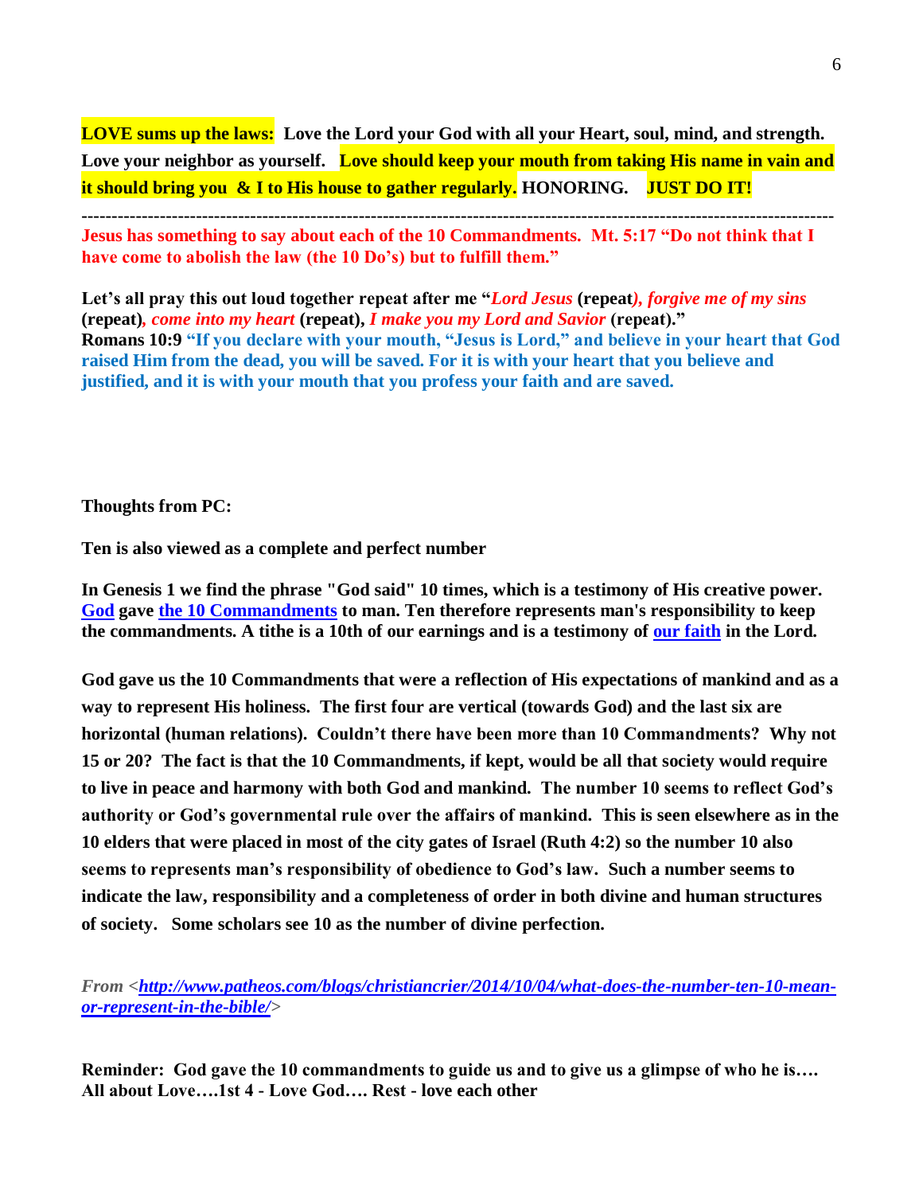**LOVE sums up the laws:** **Love the Lord your God with all your Heart, soul, mind, and strength. Love your neighbor as yourself.** **Love should keep your mouth from taking His name in vain and it should bring you & I to His house to gather regularly.** **HONORING.** **JUST DO IT!**

---

**Jesus has something to say about each of the 10 Commandments. Mt. 5:17 "Do not think that I have come to abolish the law (the 10 Do's) but to fulfill them."**

**Let's all pray this out loud together repeat after me "*Lord Jesus* (repeat*), forgive me of my sins* (repeat)*, come into my heart* (repeat), *I make you my Lord and Savior* (repeat)."**
**Romans 10:9 "If you declare with your mouth, "Jesus is Lord," and believe in your heart that God raised Him from the dead, you will be saved. For it is with your heart that you believe and justified, and it is with your mouth that you profess your faith and are saved.**

**Thoughts from PC:**

**Ten is also viewed as a complete and perfect number**

**In Genesis 1 we find the phrase "God said" 10 times, which is a testimony of His creative power. God gave the 10 Commandments to man. Ten therefore represents man's responsibility to keep the commandments. A tithe is a 10th of our earnings and is a testimony of our faith in the Lord.**

**God gave us the 10 Commandments that were a reflection of His expectations of mankind and as a way to represent His holiness. The first four are vertical (towards God) and the last six are horizontal (human relations). Couldn't there have been more than 10 Commandments? Why not 15 or 20? The fact is that the 10 Commandments, if kept, would be all that society would require to live in peace and harmony with both God and mankind. The number 10 seems to reflect God's authority or God's governmental rule over the affairs of mankind. This is seen elsewhere as in the 10 elders that were placed in most of the city gates of Israel (Ruth 4:2) so the number 10 also seems to represents man's responsibility of obedience to God's law. Such a number seems to indicate the law, responsibility and a completeness of order in both divine and human structures of society. Some scholars see 10 as the number of divine perfection.**

*From <http://www.patheos.com/blogs/christiancrier/2014/10/04/what-does-the-number-ten-10-mean-or-represent-in-the-bible/>*

**Reminder: God gave the 10 commandments to guide us and to give us a glimpse of who he is…. All about Love….1st 4 - Love God…. Rest - love each other**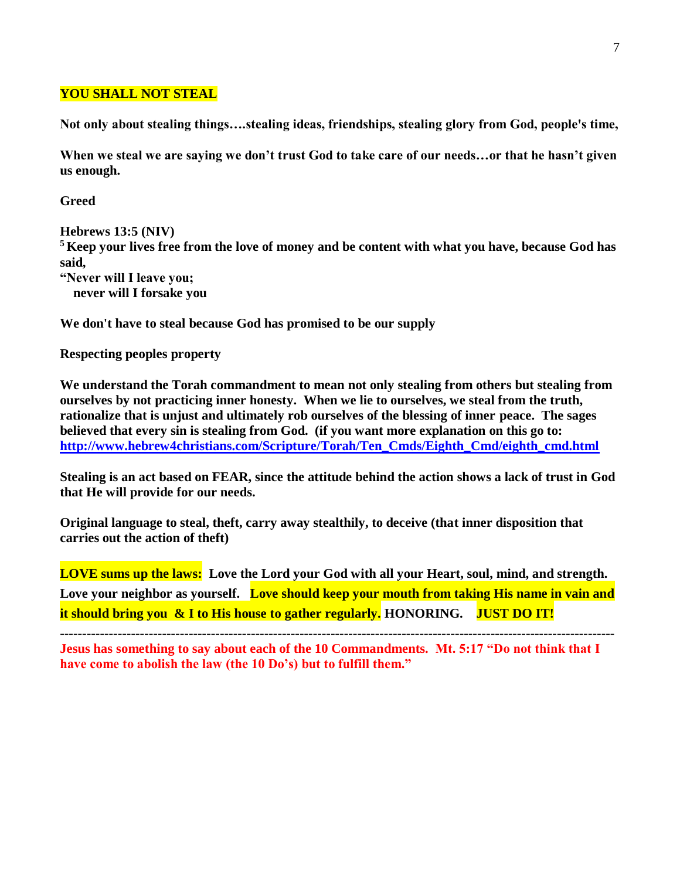**YOU SHALL NOT STEAL**

**Not only about stealing things….stealing ideas, friendships, stealing glory from God, people's time,**

**When we steal we are saying we don't trust God to take care of our needs…or that he hasn't given us enough.**

**Greed**

**Hebrews 13:5 (NIV)**
**[5] Keep your lives free from the love of money and be content with what you have, because God has said,**
**"Never will I leave you;**
**never will I forsake you**

**We don't have to steal because God has promised to be our supply**

**Respecting peoples property**

**We understand the Torah commandment to mean not only stealing from others but stealing from ourselves by not practicing inner honesty. When we lie to ourselves, we steal from the truth, rationalize that is unjust and ultimately rob ourselves of the blessing of inner peace. The sages believed that every sin is stealing from God. (if you want more explanation on this go to: http://www.hebrew4christians.com/Scripture/Torah/Ten_Cmds/Eighth_Cmd/eighth_cmd.html**

**Stealing is an act based on FEAR, since the attitude behind the action shows a lack of trust in God that He will provide for our needs.**

**Original language to steal, theft, carry away stealthily, to deceive (that inner disposition that carries out the action of theft)**

**LOVE sums up the laws: Love the Lord your God with all your Heart, soul, mind, and strength. Love your neighbor as yourself. Love should keep your mouth from taking His name in vain and it should bring you & I to His house to gather regularly. HONORING. JUST DO IT!**

---

**Jesus has something to say about each of the 10 Commandments. Mt. 5:17 "Do not think that I have come to abolish the law (the 10 Do's) but to fulfill them."**